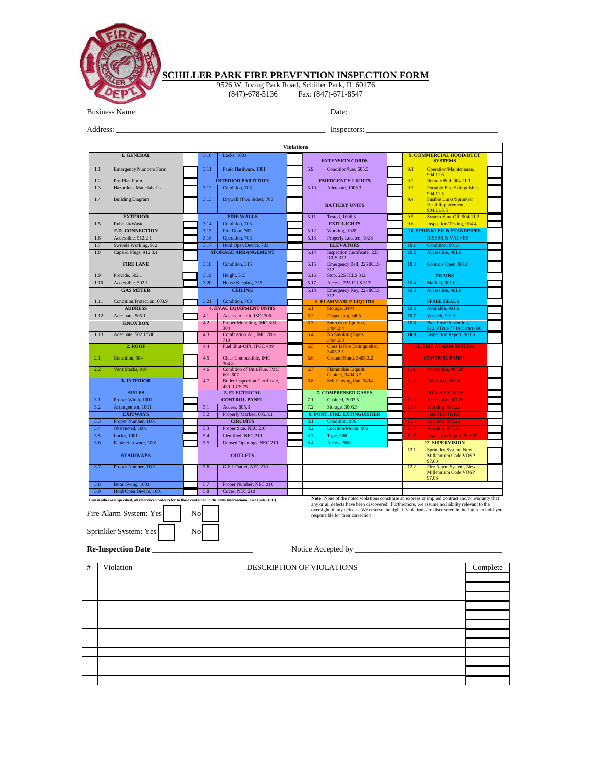# SCHILLER PARK FIRE PREVENTION INSPECTION FORM

9526 W. Irving Park Road, Schiller Park, IL 60176
(847)-678-5136 Fax: (847)-671-8547

Business Name: ______________________________ Date: ______________________

Address: ______________________________ Inspectors: ______________________

**Violations**

| # | Item | ☐ | # | Item | ☐ | # | Item | ☐ | # | Item | ☐ |
|---|---|---|---|---|---|---|---|---|---|---|---|
| **1. GENERAL** | | | 3.10 | Locks, 1001 | | **EXTENSION CORDS** | | | **9. COMMERCIAL HOOD/DUCT SYSTEMS** | | |
| 1.1 | Emergency Numbers Form | | 3.11 | Panic Hardware, 1001 | | 5.9 | Condition/Use, 605.5 | | 9.1 | Operation/Maintenance, 904.11.6 | |
| 1.2 | Pre-Plan Form | | **INTERIOR PARTITION** | | | **EMERGENCY LIGHTS** | | | 9.2 | Remote Pull, 904.11.1 | |
| 1.3 | Hazardous Materials List | | 3.12 | Condition, 703 | | 5.10 | Adequate, 1006.3 | | 9.3 | Portable Fire Extinguisher, 904.11.5 | |
| 1.4 | Building Diagram | | 3.13 | Drywall (Two Sides), 703 | | **BATTERY UNITS** | | | 9.4 | Fusible Links/Sprinkler Head Replacement, 904.11.6.5 | |
| **EXTERIOR** | | | **FIRE WALLS** | | | 5.11 | Tested, 1006.3 | | 9.5 | System Shut-Off, 904.11.2 | |
| 1.5 | Rubbish/Waste | | 3.14 | Condition, 703 | | **EXIT LIGHTS** | | | 9.6 | Inspection/Testing, 904.4 | |
| **F.D. CONNECTION** | | | 3.15 | Fire Door, 703 | | 5.12 | Working, 1028 | | **10. SPRINKLER & STANDPIPES** | | |
| 1.6 | Accessible, 912.2.1 | | 3.16 | Operation, 703 | | 5.13 | Properly Located, 1028 | | **RISERS & VALVES** | | |
| 1.7 | Swivels Working, 912 | | 3.17 | Hold Open Device, 703 | | **ELEVATORS** | | | 10.1 | Condition, 901.6 | |
| 1.8 | Caps & Plugs, 912.3.1 | | **STORAGE ARRANGEMENT** | | | 5.14 | Inspection Certificate, 225 ICLS 312 | | 10.2 | Accessible, 901.6 | |
| **FIRE LANE** | | | 3.18 | Condition, 315 | | 5.15 | Emergency Bell, 225 ICLS 312 | | 10.3 | Controls Open, 901.6 | |
| 1.9 | Provide, 502.1 | | 3.19 | Height, 315 | | 5.16 | Stop, 225 ICLS 312 | | **DRAINS** | | |
| 1.10 | Accessible, 502.1 | | 3.20 | House Keeping, 315 | | 5.17 | Access, 225 ICLS 312 | | 10.4 | Marked, 901.6 | |
| **GAS METER** | | | **CEILING** | | | 5.18 | Emergency Key, 225 ICLS 312 | | 10.5 | Accessible, 901.6 | |
| 1.11 | Condition/Protection, 603.9 | | 3.21 | Condition, 703 | | **6. FLAMMABLE LIQUIDS** | | | **SPARE HEADS** | | |
| **ADDRESS** | | | **4. HVAC EQUIPMENT UNITS** | | | 6.1 | Storage, 3404 | | 10.6 | Available, 901.6 | |
| 1.12 | Adequate, 505.1 | | 4.1 | Access to Unit, IMC 306 | | 6.2 | Dispensing, 3405 | | 10.7 | Wrench, 901.6 | |
| **KNOX BOX** | | | 4.2 | Proper Mounting, IMC 303-304 | | 6.3 | Sources of Ignition, 3404.2.4 | | 10.8 | Backflow Prevention, 912.5/Title 77 IAC Part 890 | |
| 1.13 | Adequate, 502.1/506 | | 4.3 | Combustion Air, IMC 701-710 | | 6.4 | No Smoking Signs, 3404.2.3 | | 10.9 | Inspection Report, 901.6 | |
| **2. ROOF** | | | 4.4 | Fuel Shut-Offs, IFGC 409 | | 6.5 | Class B Fire Extinguisher, 3403.2.1 | | **11. FIRE ALARM SYSTEM** | | |
| 2.1 | Condition, 504 | | 4.5 | Clear Combustible, IMC 304.8 | | 6.6 | Ground/Bond, 3405.3.2 | | **CONTROL PANEL** | | |
| 2.2 | Vent Stacks, 910 | | 4.6 | Condition of Unit/Flue, IMC 601-607 | | 6.7 | Flammable Liquids Cabinet, 3404.3.2 | | 11.1 | Accessible, 907.20 | |
| **3. INTERIOR** | | | 4.7 | Boiler Inspection Certificate, 430 ILCS 75 | | 6.8 | Self-Closing Can, 3404 | | 11.2 | Identified, 907.20 | |
| **AISLES** | | | **5. ELECTRICAL** | | | **7. COMPRESSED GASES** | | | **PULL STATIONS** | | |
| 3.1 | Proper Width, 1001 | | **CONTROL PANEL** | | | 7.1 | Chained, 3003.5 | | 11.3 | Accessible, 907.20 | |
| 3.2 | Arrangement, 1001 | | 5.1 | Access, 605.3 | | 7.2 | Storage, 3003.5 | | 11.4 | Working, 907.20 | |
| **EXITWAYS** | | | 5.2 | Properly Marked, 605.3.1 | | **8. PORT. FIRE EXTINGUISHER** | | | **DETECTORS** | | |
| 3.3 | Proper Number, 1001 | | **CIRCUITS** | | | 8.1 | Condition, 906 | | 11.5 | Location, 907.20 | |
| 3.4 | Obstructed, 1001 | | 5.3 | Proper Size, NEC 210 | | 8.2 | Location/Mount, 906 | | 11.6 | Working, 907.20 | |
| 3.5 | Locks, 1001 | | 5.4 | Identified, NEC 210 | | 8.3 | Type, 906 | | 11.7 | Inspection Report, 907.20 | |
| 3.6 | Panic Hardware, 1001 | | 5.5 | Unused Openings, NEC 210 | | 8.4 | Access, 906 | | **12. SUPERVISION** | | |
| **STAIRWAYS** | | | **OUTLETS** | | | | | | 12.1 | Sprinkler System, New Millennium Code VOSP 97.03 | |
| 3.7 | Proper Number, 1001 | | 5.6 | G.F.I. Outlet, NEC 210 | | | | | 12.2 | Fire Alarm System, New Millennium Code VOSP 97.03 | |
| 3.8 | Door Swing, 1001 | | 5.7 | Proper Number, NEC 210 | | | | | | | |
| 3.9 | Hold Open Device, 1001 | | 5.8 | Cover, NEC 210 | | | | | | | |

**Unless otherwise specified, all referenced codes refer to those contained in the 2006 International Fire Code (IFC).**

**Note:** None of the noted violations constitute an express or implied contract and/or warranty that any or all defects have been discovered. Furthermore, we assume no liability relevant to the oversight of any defects. We reserve the right if violations are discovered in the future to hold you responsible for their correction.

Fire Alarm System: Yes ☐ No ☐

Sprinkler System: Yes ☐ No ☐

**Re-Inspection Date** ______________________ Notice Accepted by ______________________________

| # | Violation | DESCRIPTION OF VIOLATIONS | Complete |
|---|---|---|---|
| | | | |
| | | | |
| | | | |
| | | | |
| | | | |
| | | | |
| | | | |
| | | | |
| | | | |
| | | | |
| | | | |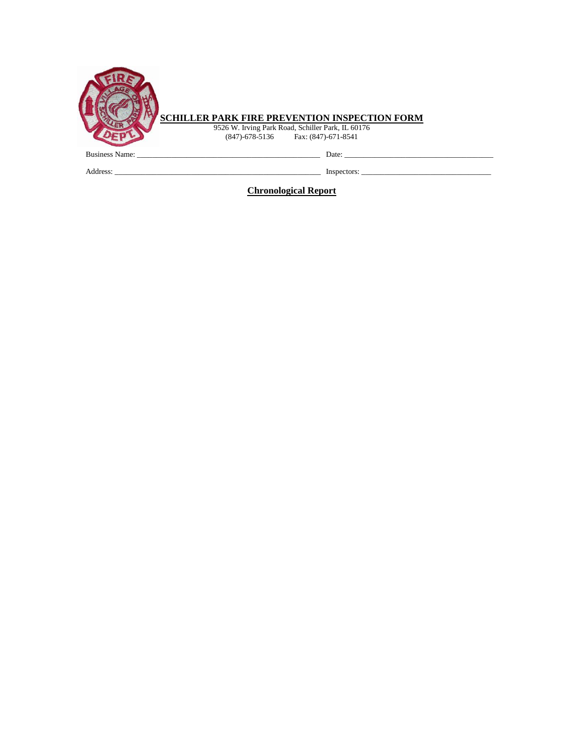## SCHILLER PARK FIRE PREVENTION INSPECTION FORM

9526 W. Irving Park Road, Schiller Park, IL 60176
(847)-678-5136 Fax: (847)-671-8541

Business Name: ________________________________________________ Date: ______________________________________

Address: ______________________________________________________ Inspectors: _________________________________

**Chronological Report**